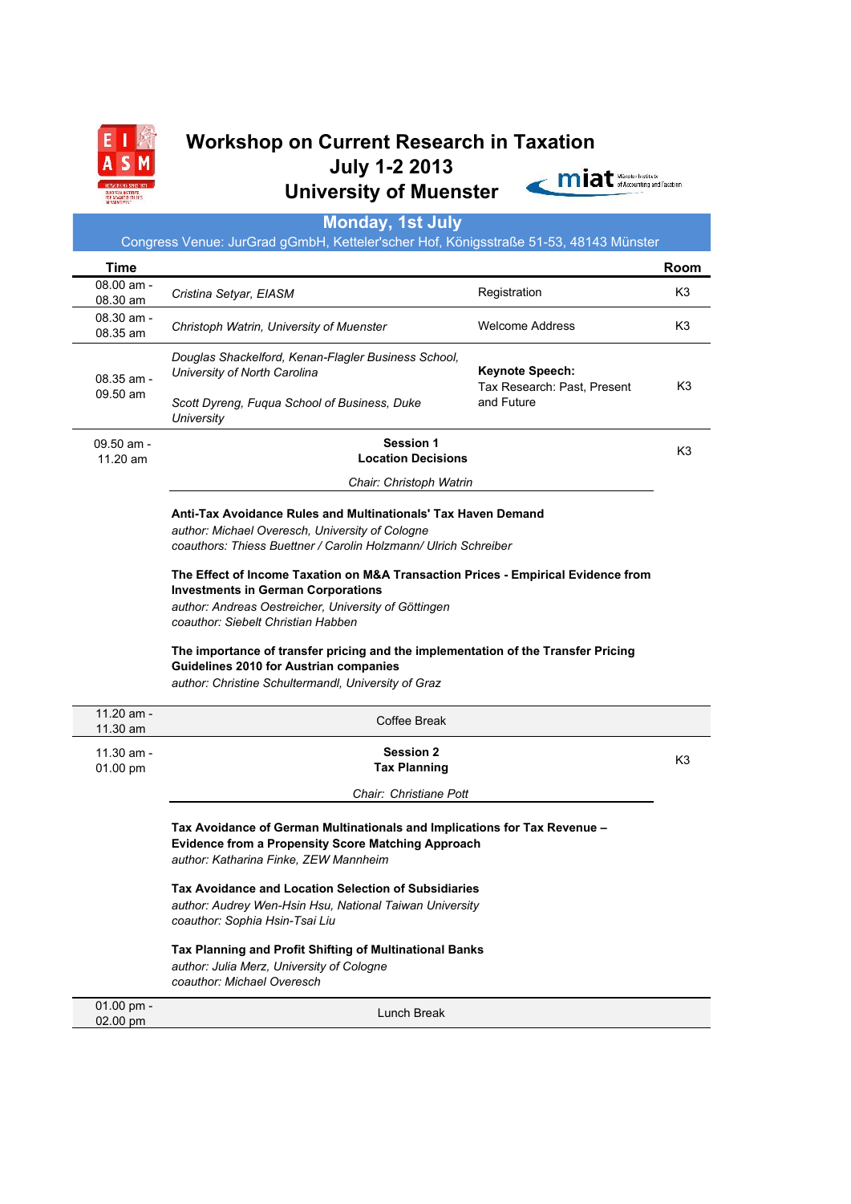# Workshop on Current Research in Taxation
## July 1-2 2013
## University of Muenster

## Monday, 1st July

Congress Venue: JurGrad gGmbH, Ketteler'scher Hof, Königsstraße 51-53, 48143 Münster

| Time | | | Room |
|---|---|---|---|
| 08.00 am - 08.30 am | *Cristina Setyar, EIASM* | Registration | K3 |
| 08.30 am - 08.35 am | *Christoph Watrin, University of Muenster* | Welcome Address | K3 |
| 08.35 am - 09.50 am | *Douglas Shackelford, Kenan-Flagler Business School, University of North Carolina*<br><br>*Scott Dyreng, Fuqua School of Business, Duke University* | **Keynote Speech:** Tax Research: Past, Present and Future | K3 |
| 09.50 am - 11.20 am | **Session 1**<br>**Location Decisions**<br>*Chair: Christoph Watrin* | | K3 |
| | **Anti-Tax Avoidance Rules and Multinationals' Tax Haven Demand**<br>*author: Michael Overesch, University of Cologne*<br>*coauthors: Thiess Buettner / Carolin Holzmann/ Ulrich Schreiber*<br><br>**The Effect of Income Taxation on M&A Transaction Prices - Empirical Evidence from Investments in German Corporations**<br>*author: Andreas Oestreicher, University of Göttingen*<br>*coauthor: Siebelt Christian Habben*<br><br>**The importance of transfer pricing and the implementation of the Transfer Pricing Guidelines 2010 for Austrian companies**<br>*author: Christine Schultermandl, University of Graz* | | |
| 11.20 am - 11.30 am | Coffee Break | | |
| 11.30 am - 01.00 pm | **Session 2**<br>**Tax Planning**<br>*Chair: Christiane Pott* | | K3 |
| | **Tax Avoidance of German Multinationals and Implications for Tax Revenue – Evidence from a Propensity Score Matching Approach**<br>*author: Katharina Finke, ZEW Mannheim*<br><br>**Tax Avoidance and Location Selection of Subsidiaries**<br>*author: Audrey Wen-Hsin Hsu, National Taiwan University*<br>*coauthor: Sophia Hsin-Tsai Liu*<br><br>**Tax Planning and Profit Shifting of Multinational Banks**<br>*author: Julia Merz, University of Cologne*<br>*coauthor: Michael Overesch* | | |
| 01.00 pm - 02.00 pm | Lunch Break | | |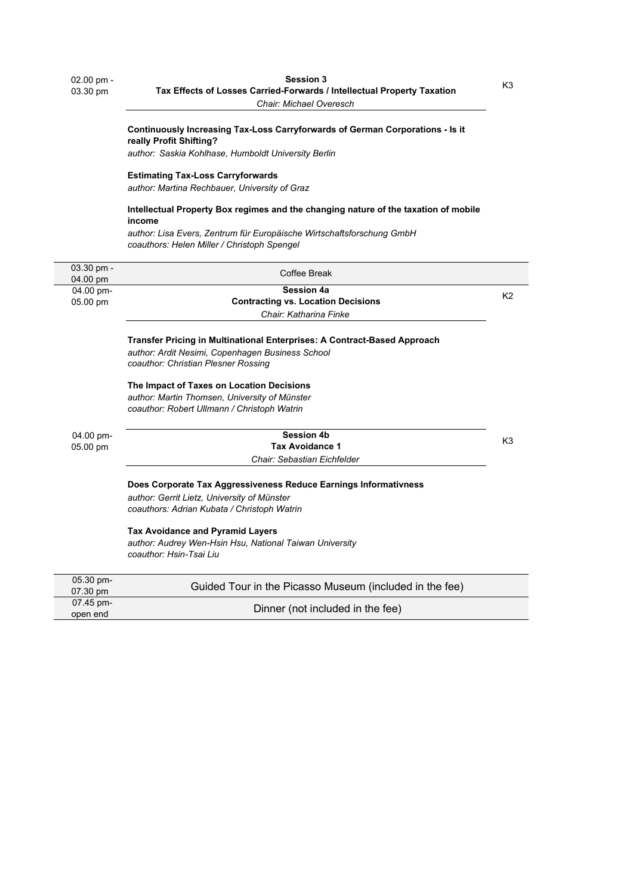**02.00 pm - 03.30 pm** | **K3**

### Session 3
**Tax Effects of Losses Carried-Forwards / Intellectual Property Taxation**
*Chair: Michael Overesch*

**Continuously Increasing Tax-Loss Carryforwards of German Corporations - Is it really Profit Shifting?**
*author: Saskia Kohlhase, Humboldt University Berlin*

**Estimating Tax-Loss Carryforwards**
*author: Martina Rechbauer, University of Graz*

**Intellectual Property Box regimes and the changing nature of the taxation of mobile income**
*author: Lisa Evers, Zentrum für Europäische Wirtschaftsforschung GmbH*
*coauthors: Helen Miller / Christoph Spengel*

---

**03.30 pm - 04.00 pm** | Coffee Break

---

**04.00 pm- 05.00 pm** | **K2**

### Session 4a
**Contracting vs. Location Decisions**
*Chair: Katharina Finke*

**Transfer Pricing in Multinational Enterprises: A Contract-Based Approach**
*author: Ardit Nesimi, Copenhagen Business School*
*coauthor: Christian Plesner Rossing*

**The Impact of Taxes on Location Decisions**
*author: Martin Thomsen, University of Münster*
*coauthor: Robert Ullmann / Christoph Watrin*

---

**04.00 pm- 05.00 pm** | **K3**

### Session 4b
**Tax Avoidance 1**
*Chair: Sebastian Eichfelder*

**Does Corporate Tax Aggressiveness Reduce Earnings Informativness**
*author: Gerrit Lietz, University of Münster*
*coauthors: Adrian Kubata / Christoph Watrin*

**Tax Avoidance and Pyramid Layers**
*author: Audrey Wen-Hsin Hsu, National Taiwan University*
*coauthor: Hsin-Tsai Liu*

---

| Time | Event |
|---|---|
| 05.30 pm- 07.30 pm | Guided Tour in the Picasso Museum (included in the fee) |
| 07.45 pm- open end | Dinner (not included in the fee) |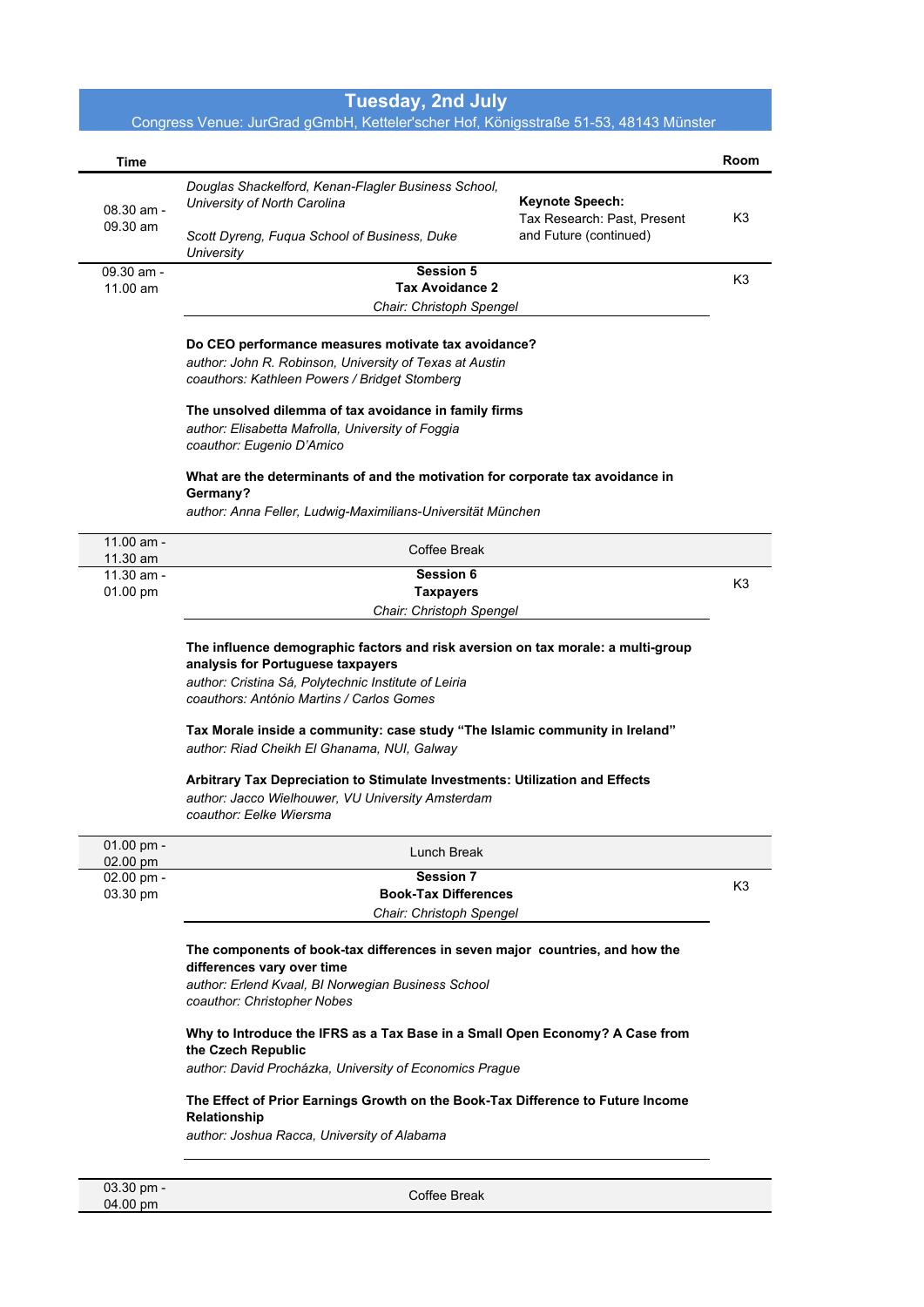# Tuesday, 2nd July

Congress Venue: JurGrad gGmbH, Ketteler'scher Hof, Königsstraße 51-53, 48143 Münster

| Time | | | Room |
|---|---|---|---|
| 08.30 am - 09.30 am | *Douglas Shackelford, Kenan-Flagler Business School, University of North Carolina*<br><br>*Scott Dyreng, Fuqua School of Business, Duke University* | **Keynote Speech:**<br>Tax Research: Past, Present and Future (continued) | K3 |
| 09.30 am - 11.00 am | **Session 5**<br>**Tax Avoidance 2**<br>*Chair: Christoph Spengel*<br><br>**Do CEO performance measures motivate tax avoidance?**<br>*author: John R. Robinson, University of Texas at Austin*<br>*coauthors: Kathleen Powers / Bridget Stomberg*<br><br>**The unsolved dilemma of tax avoidance in family firms**<br>*author: Elisabetta Mafrolla, University of Foggia*<br>*coauthor: Eugenio D'Amico*<br><br>**What are the determinants of and the motivation for corporate tax avoidance in Germany?**<br>*author: Anna Feller, Ludwig-Maximilians-Universität München* | | K3 |
| 11.00 am - 11.30 am | Coffee Break | | |
| 11.30 am - 01.00 pm | **Session 6**<br>**Taxpayers**<br>*Chair: Christoph Spengel*<br><br>**The influence demographic factors and risk aversion on tax morale: a multi-group analysis for Portuguese taxpayers**<br>*author: Cristina Sá, Polytechnic Institute of Leiria*<br>*coauthors: António Martins / Carlos Gomes*<br><br>**Tax Morale inside a community: case study "The Islamic community in Ireland"**<br>*author: Riad Cheikh El Ghanama, NUI, Galway*<br><br>**Arbitrary Tax Depreciation to Stimulate Investments: Utilization and Effects**<br>*author: Jacco Wielhouwer, VU University Amsterdam*<br>*coauthor: Eelke Wiersma* | | K3 |
| 01.00 pm - 02.00 pm | Lunch Break | | |
| 02.00 pm - 03.30 pm | **Session 7**<br>**Book-Tax Differences**<br>*Chair: Christoph Spengel*<br><br>**The components of book-tax differences in seven major countries, and how the differences vary over time**<br>*author: Erlend Kvaal, BI Norwegian Business School*<br>*coauthor: Christopher Nobes*<br><br>**Why to Introduce the IFRS as a Tax Base in a Small Open Economy? A Case from the Czech Republic**<br>*author: David Procházka, University of Economics Prague*<br><br>**The Effect of Prior Earnings Growth on the Book-Tax Difference to Future Income Relationship**<br>*author: Joshua Racca, University of Alabama* | | K3 |
| 03.30 pm - 04.00 pm | Coffee Break | | |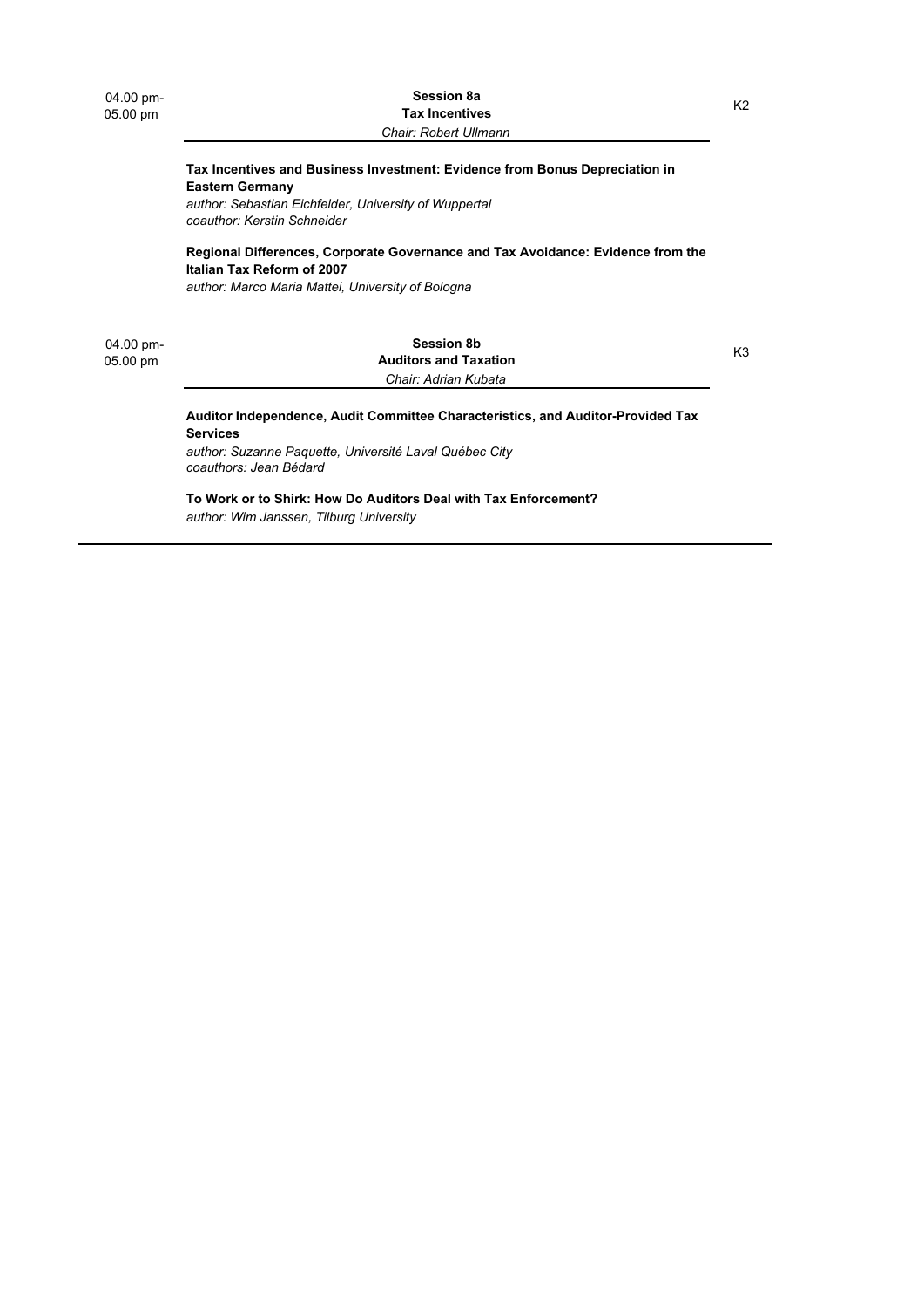04.00 pm-
05.00 pm

**Session 8a**
**Tax Incentives**
*Chair: Robert Ullmann*

K2

**Tax Incentives and Business Investment: Evidence from Bonus Depreciation in Eastern Germany**
*author: Sebastian Eichfelder, University of Wuppertal*
*coauthor: Kerstin Schneider*

**Regional Differences, Corporate Governance and Tax Avoidance: Evidence from the Italian Tax Reform of 2007**
*author: Marco Maria Mattei, University of Bologna*

04.00 pm-
05.00 pm

**Session 8b**
**Auditors and Taxation**
*Chair: Adrian Kubata*

K3

**Auditor Independence, Audit Committee Characteristics, and Auditor-Provided Tax Services**
*author: Suzanne Paquette, Université Laval Québec City*
*coauthors: Jean Bédard*

**To Work or to Shirk: How Do Auditors Deal with Tax Enforcement?**
*author: Wim Janssen, Tilburg University*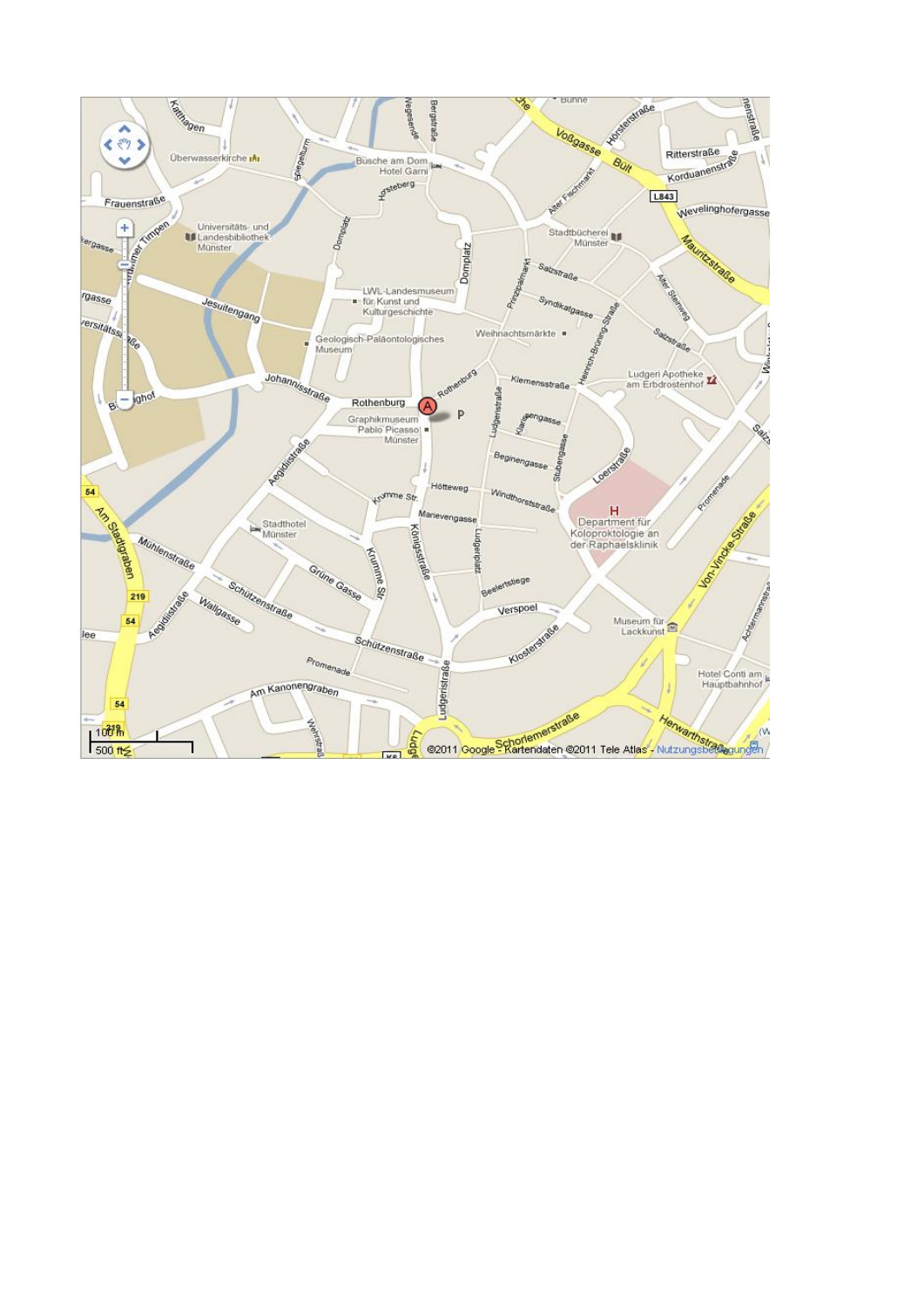Überwasserkirche

Busche am Dom Hotel Garni

Universitäts- und Landesbibliothek Münster

LWL-Landesmuseum für Kunst und Kulturgeschichte

Geologisch-Paläontologisches Museum

Weihnachtsmärkte

Stadtbücherei Münster

Ludgeri Apotheke am Erbdrostenhof

Graphikmuseum Pablo Picasso Münster

Stadthotel Münster

Department für Koloproktologie an der Raphaelsklinik

Museum für Lackkunst

Hotel Conti am Hauptbahnhof

Katthagen

Frauenstraße

Jesuitengang

Johannisstraße

Rothenburg

Aegidiistraße

Mühlenstraße

Am Stadtgraben

Wallgasse

Schützenstraße

Grüne Gasse

Krumme Str.

Königsstraße

Hötteweg

Marienvengasse

Ludgeriplatz

Ludgeristraße

Beelertstiege

Verspoel

Klosterstraße

Windthorststraße

Beginengasse

Klarissengasse

Stubengasse

Loerstraße

Klemensstraße

Heinrich-Brüning-Straße

Syndikatgasse

Salzstraße

Alter Steinweg

Prinzipalmarkt

Domplatz

Spiegelturm

Horsteberg

Bergstraße

Alter Fischmarkt

Voßgasse

Bült

Hörsterstraße

Ritterstraße

Korduanenstraße

Wevelinghofergasse

Mauritzstraße

Promenade

Von-Vincke-Straße

Herwarthstraße

Schorlemerstraße

Am Kanonengraben

Weinstraße

L843

54

219

100 m

500 ft

©2011 Google - Kartendaten ©2011 Tele Atlas - Nutzungsbedingungen